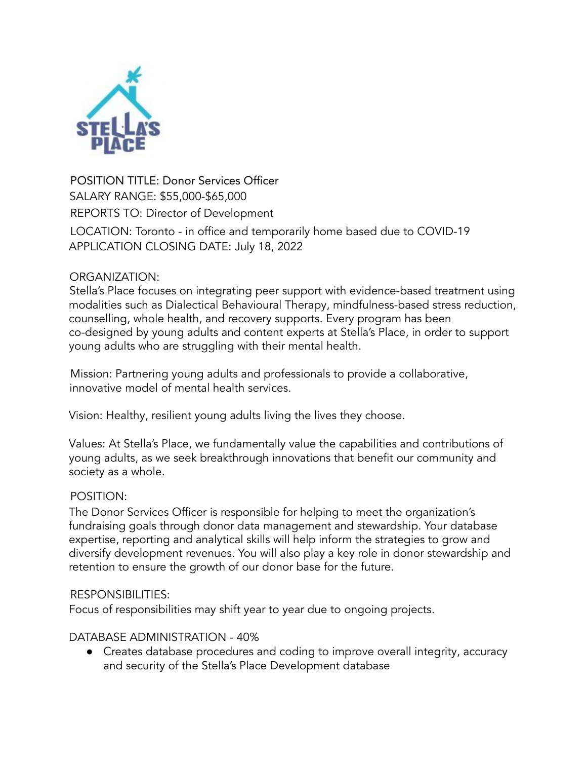POSITION TITLE: Donor Services Officer
SALARY RANGE: $55,000-$65,000
REPORTS TO: Director of Development
LOCATION: Toronto - in office and temporarily home based due to COVID-19
APPLICATION CLOSING DATE: July 18, 2022

ORGANIZATION:
Stella's Place focuses on integrating peer support with evidence-based treatment using modalities such as Dialectical Behavioural Therapy, mindfulness-based stress reduction, counselling, whole health, and recovery supports. Every program has been co-designed by young adults and content experts at Stella's Place, in order to support young adults who are struggling with their mental health.

Mission: Partnering young adults and professionals to provide a collaborative, innovative model of mental health services.

Vision: Healthy, resilient young adults living the lives they choose.

Values: At Stella's Place, we fundamentally value the capabilities and contributions of young adults, as we seek breakthrough innovations that benefit our community and society as a whole.

POSITION:
The Donor Services Officer is responsible for helping to meet the organization's fundraising goals through donor data management and stewardship. Your database expertise, reporting and analytical skills will help inform the strategies to grow and diversify development revenues. You will also play a key role in donor stewardship and retention to ensure the growth of our donor base for the future.

RESPONSIBILITIES:
Focus of responsibilities may shift year to year due to ongoing projects.

DATABASE ADMINISTRATION - 40%

- Creates database procedures and coding to improve overall integrity, accuracy and security of the Stella's Place Development database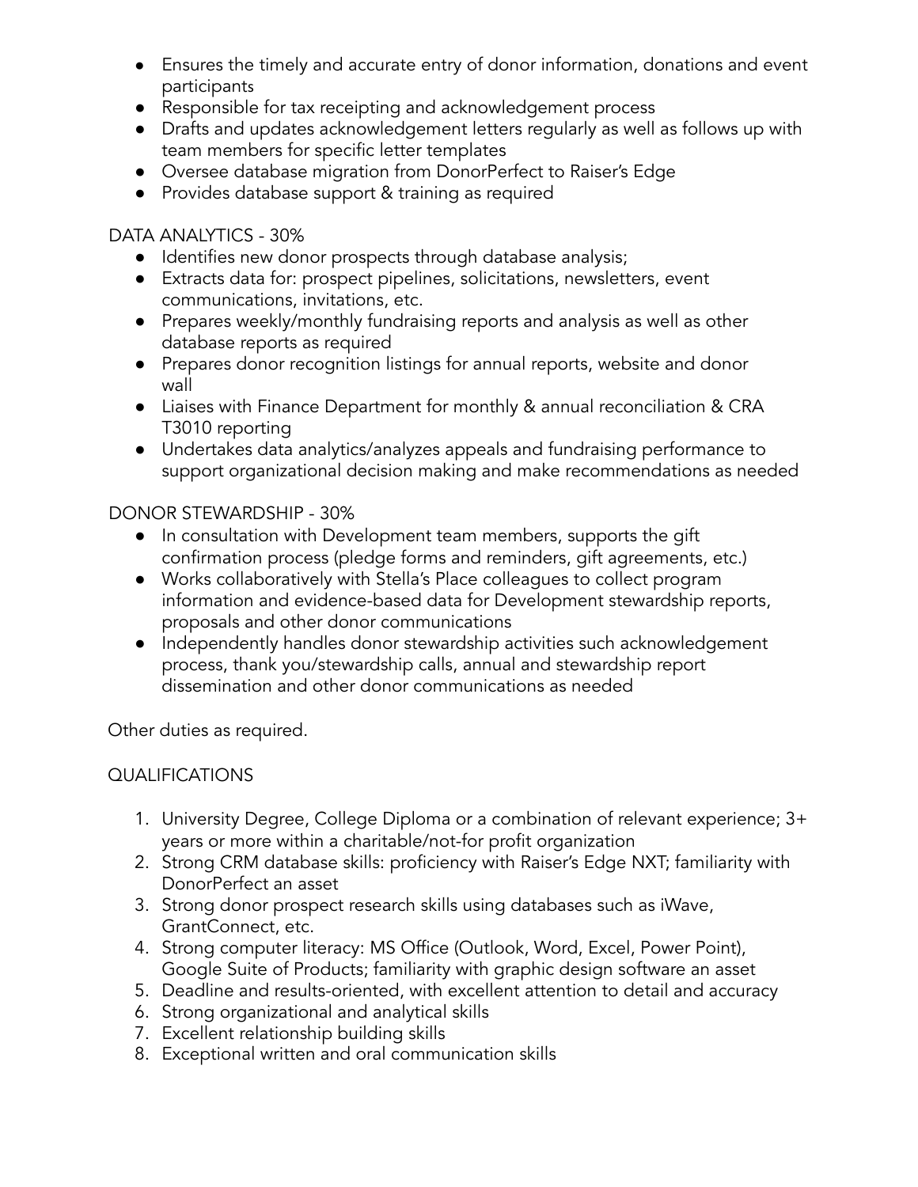- Ensures the timely and accurate entry of donor information, donations and event participants
- Responsible for tax receipting and acknowledgement process
- Drafts and updates acknowledgement letters regularly as well as follows up with team members for specific letter templates
- Oversee database migration from DonorPerfect to Raiser's Edge
- Provides database support & training as required

DATA ANALYTICS - 30%

- Identifies new donor prospects through database analysis;
- Extracts data for: prospect pipelines, solicitations, newsletters, event communications, invitations, etc.
- Prepares weekly/monthly fundraising reports and analysis as well as other database reports as required
- Prepares donor recognition listings for annual reports, website and donor wall
- Liaises with Finance Department for monthly & annual reconciliation & CRA T3010 reporting
- Undertakes data analytics/analyzes appeals and fundraising performance to support organizational decision making and make recommendations as needed

DONOR STEWARDSHIP - 30%

- In consultation with Development team members, supports the gift confirmation process (pledge forms and reminders, gift agreements, etc.)
- Works collaboratively with Stella's Place colleagues to collect program information and evidence-based data for Development stewardship reports, proposals and other donor communications
- Independently handles donor stewardship activities such acknowledgement process, thank you/stewardship calls, annual and stewardship report dissemination and other donor communications as needed

Other duties as required.

QUALIFICATIONS

1. University Degree, College Diploma or a combination of relevant experience; 3+ years or more within a charitable/not-for profit organization
2. Strong CRM database skills: proficiency with Raiser's Edge NXT; familiarity with DonorPerfect an asset
3. Strong donor prospect research skills using databases such as iWave, GrantConnect, etc.
4. Strong computer literacy: MS Office (Outlook, Word, Excel, Power Point), Google Suite of Products; familiarity with graphic design software an asset
5. Deadline and results-oriented, with excellent attention to detail and accuracy
6. Strong organizational and analytical skills
7. Excellent relationship building skills
8. Exceptional written and oral communication skills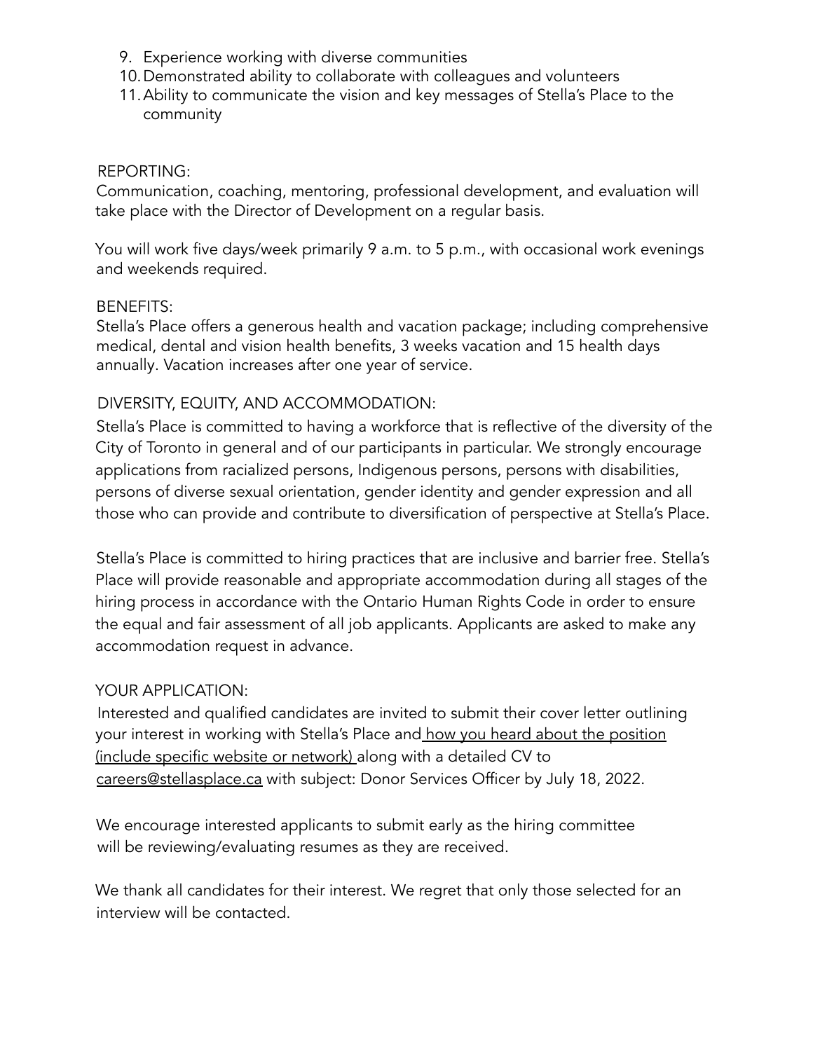9. Experience working with diverse communities
10. Demonstrated ability to collaborate with colleagues and volunteers
11. Ability to communicate the vision and key messages of Stella's Place to the community

REPORTING:

Communication, coaching, mentoring, professional development, and evaluation will take place with the Director of Development on a regular basis.

You will work five days/week primarily 9 a.m. to 5 p.m., with occasional work evenings and weekends required.

BENEFITS:

Stella's Place offers a generous health and vacation package; including comprehensive medical, dental and vision health benefits, 3 weeks vacation and 15 health days annually. Vacation increases after one year of service.

DIVERSITY, EQUITY, AND ACCOMMODATION:

Stella's Place is committed to having a workforce that is reflective of the diversity of the City of Toronto in general and of our participants in particular. We strongly encourage applications from racialized persons, Indigenous persons, persons with disabilities, persons of diverse sexual orientation, gender identity and gender expression and all those who can provide and contribute to diversification of perspective at Stella's Place.

Stella's Place is committed to hiring practices that are inclusive and barrier free. Stella's Place will provide reasonable and appropriate accommodation during all stages of the hiring process in accordance with the Ontario Human Rights Code in order to ensure the equal and fair assessment of all job applicants. Applicants are asked to make any accommodation request in advance.

YOUR APPLICATION:

Interested and qualified candidates are invited to submit their cover letter outlining your interest in working with Stella's Place and how you heard about the position (include specific website or network) along with a detailed CV to careers@stellasplace.ca with subject: Donor Services Officer by July 18, 2022.

We encourage interested applicants to submit early as the hiring committee will be reviewing/evaluating resumes as they are received.

We thank all candidates for their interest. We regret that only those selected for an interview will be contacted.